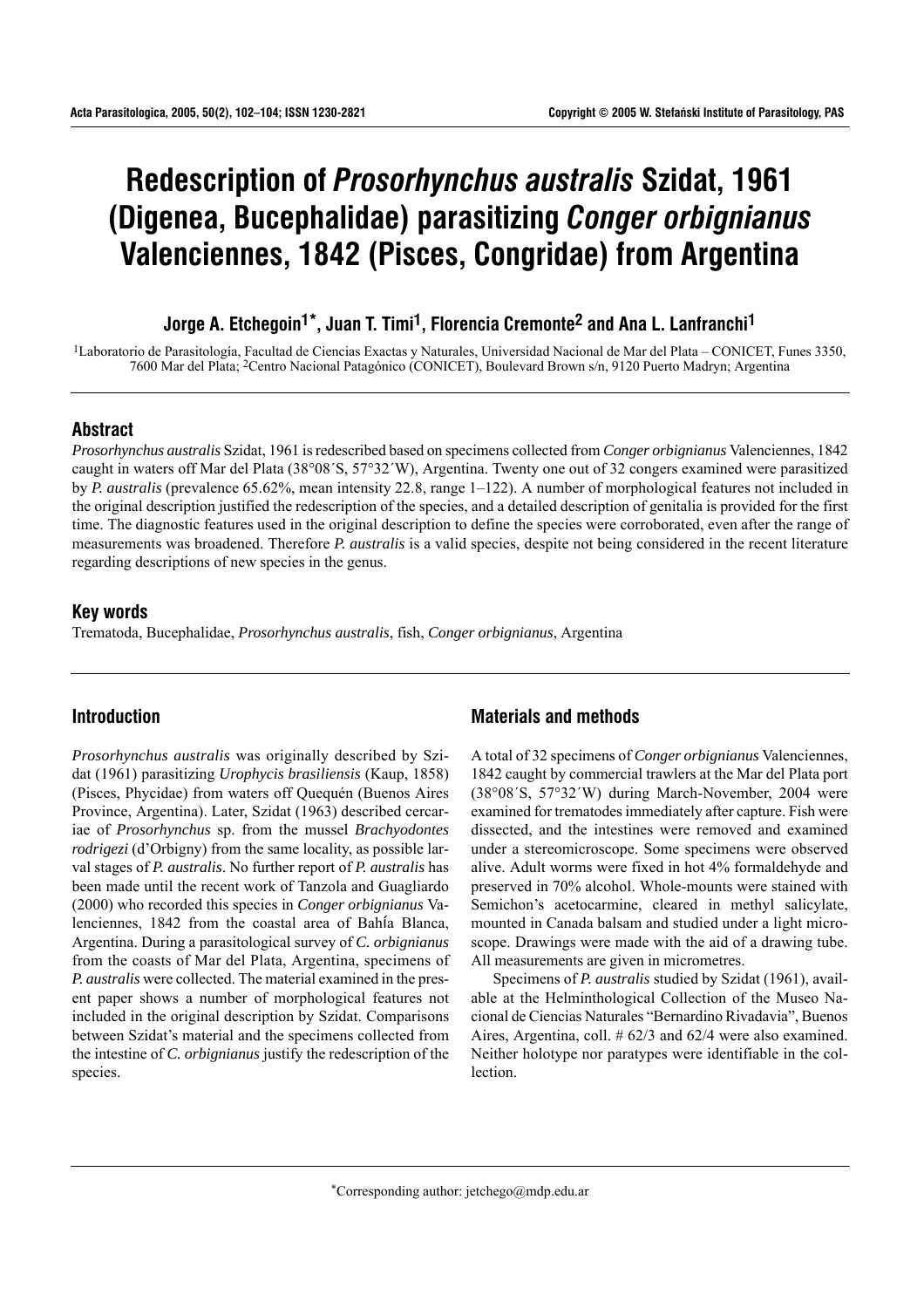# Redescription of *Prosorhynchus australis* Szidat, 1961 (Digenea, Bucephalidae) parasitizing *Conger orbignianus* Valenciennes, 1842 (Pisces, Congridae) from Argentina

**Jorge A. Etchegoin[1]*, Juan T. Timi[1], Florencia Cremonte[2] and Ana L. Lanfranchi[1]**

[1]Laboratorio de Parasitología, Facultad de Ciencias Exactas y Naturales, Universidad Nacional de Mar del Plata – CONICET, Funes 3350, 7600 Mar del Plata; [2]Centro Nacional Patagónico (CONICET), Boulevard Brown s/n, 9120 Puerto Madryn; Argentina

## Abstract

*Prosorhynchus australis* Szidat, 1961 is redescribed based on specimens collected from *Conger orbignianus* Valenciennes, 1842 caught in waters off Mar del Plata (38°08´S, 57°32´W), Argentina. Twenty one out of 32 congers examined were parasitized by *P. australis* (prevalence 65.62%, mean intensity 22.8, range 1–122). A number of morphological features not included in the original description justified the redescription of the species, and a detailed description of genitalia is provided for the first time. The diagnostic features used in the original description to define the species were corroborated, even after the range of measurements was broadened. Therefore *P. australis* is a valid species, despite not being considered in the recent literature regarding descriptions of new species in the genus.

## Key words

Trematoda, Bucephalidae, *Prosorhynchus australis*, fish, *Conger orbignianus*, Argentina

## Introduction

*Prosorhynchus australis* was originally described by Szidat (1961) parasitizing *Urophycis brasiliensis* (Kaup, 1858) (Pisces, Phycidae) from waters off Quequén (Buenos Aires Province, Argentina). Later, Szidat (1963) described cercariae of *Prosorhynchus* sp. from the mussel *Brachyodontes rodrigezi* (d'Orbigny) from the same locality, as possible larval stages of *P. australis*. No further report of *P. australis* has been made until the recent work of Tanzola and Guagliardo (2000) who recorded this species in *Conger orbignianus* Valenciennes, 1842 from the coastal area of Bahía Blanca, Argentina. During a parasitological survey of *C. orbignianus* from the coasts of Mar del Plata, Argentina, specimens of *P. australis* were collected. The material examined in the present paper shows a number of morphological features not included in the original description by Szidat. Comparisons between Szidat's material and the specimens collected from the intestine of *C. orbignianus* justify the redescription of the species.

## Materials and methods

A total of 32 specimens of *Conger orbignianus* Valenciennes, 1842 caught by commercial trawlers at the Mar del Plata port (38°08´S, 57°32´W) during March-November, 2004 were examined for trematodes immediately after capture. Fish were dissected, and the intestines were removed and examined under a stereomicroscope. Some specimens were observed alive. Adult worms were fixed in hot 4% formaldehyde and preserved in 70% alcohol. Whole-mounts were stained with Semichon's acetocarmine, cleared in methyl salicylate, mounted in Canada balsam and studied under a light microscope. Drawings were made with the aid of a drawing tube. All measurements are given in micrometres.

Specimens of *P. australis* studied by Szidat (1961), available at the Helminthological Collection of the Museo Nacional de Ciencias Naturales "Bernardino Rivadavia", Buenos Aires, Argentina, coll. # 62/3 and 62/4 were also examined. Neither holotype nor paratypes were identifiable in the collection.

*Corresponding author: jetchego@mdp.edu.ar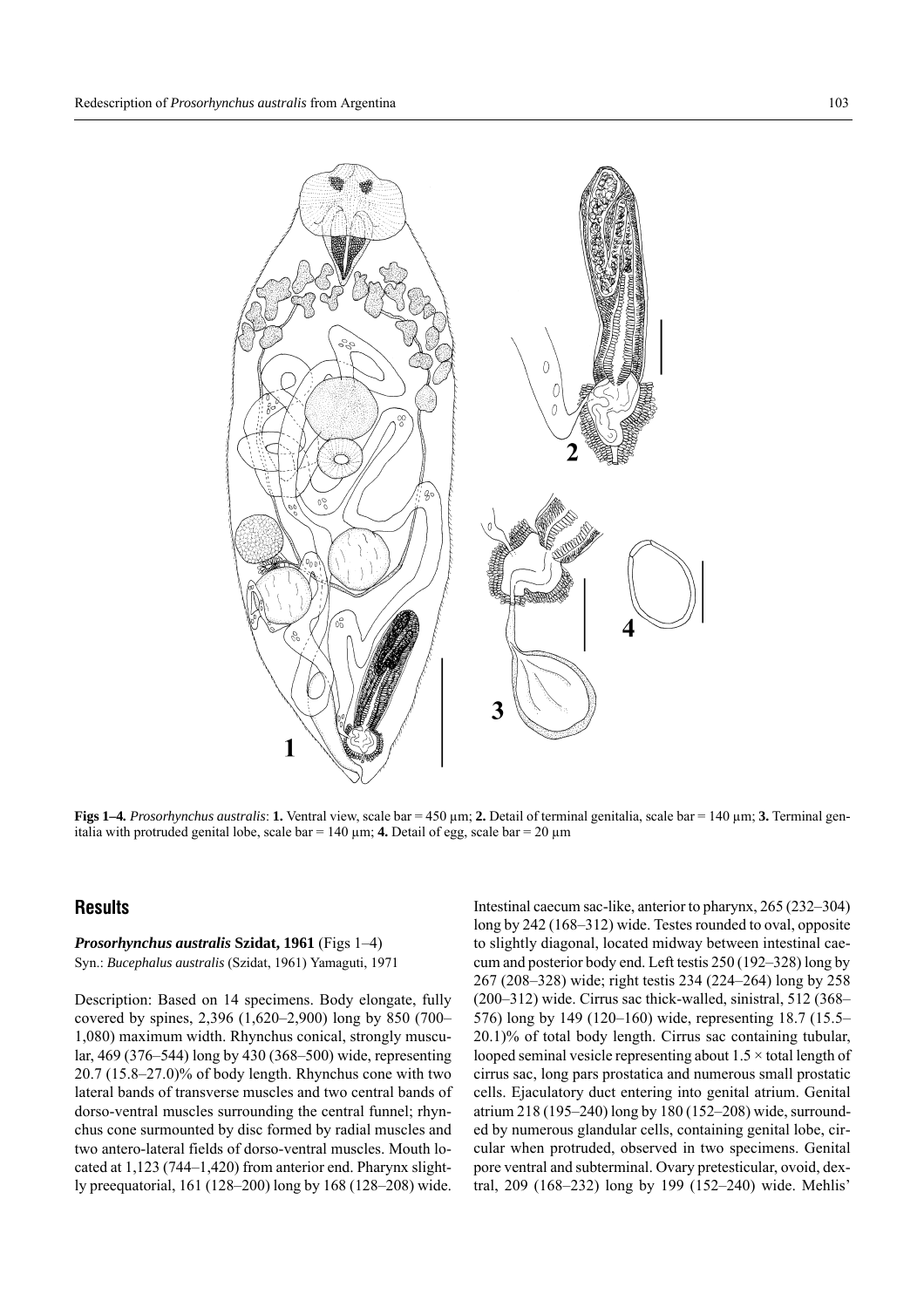**Figs 1–4.** *Prosorhynchus australis*: **1.** Ventral view, scale bar = 450 µm; **2.** Detail of terminal genitalia, scale bar = 140 µm; **3.** Terminal genitalia with protruded genital lobe, scale bar = 140 µm; **4.** Detail of egg, scale bar = 20 µm

## Results

***Prosorhynchus australis*** **Szidat, 1961** (Figs 1–4)
Syn.: *Bucephalus australis* (Szidat, 1961) Yamaguti, 1971

Description: Based on 14 specimens. Body elongate, fully covered by spines, 2,396 (1,620–2,900) long by 850 (700–1,080) maximum width. Rhynchus conical, strongly muscular, 469 (376–544) long by 430 (368–500) wide, representing 20.7 (15.8–27.0)% of body length. Rhynchus cone with two lateral bands of transverse muscles and two central bands of dorso-ventral muscles surrounding the central funnel; rhynchus cone surmounted by disc formed by radial muscles and two antero-lateral fields of dorso-ventral muscles. Mouth located at 1,123 (744–1,420) from anterior end. Pharynx slightly preequatorial, 161 (128–200) long by 168 (128–208) wide. Intestinal caecum sac-like, anterior to pharynx, 265 (232–304) long by 242 (168–312) wide. Testes rounded to oval, opposite to slightly diagonal, located midway between intestinal caecum and posterior body end. Left testis 250 (192–328) long by 267 (208–328) wide; right testis 234 (224–264) long by 258 (200–312) wide. Cirrus sac thick-walled, sinistral, 512 (368–576) long by 149 (120–160) wide, representing 18.7 (15.5–20.1)% of total body length. Cirrus sac containing tubular, looped seminal vesicle representing about 1.5 × total length of cirrus sac, long pars prostatica and numerous small prostatic cells. Ejaculatory duct entering into genital atrium. Genital atrium 218 (195–240) long by 180 (152–208) wide, surrounded by numerous glandular cells, containing genital lobe, circular when protruded, observed in two specimens. Genital pore ventral and subterminal. Ovary pretesticular, ovoid, dextral, 209 (168–232) long by 199 (152–240) wide. Mehlis'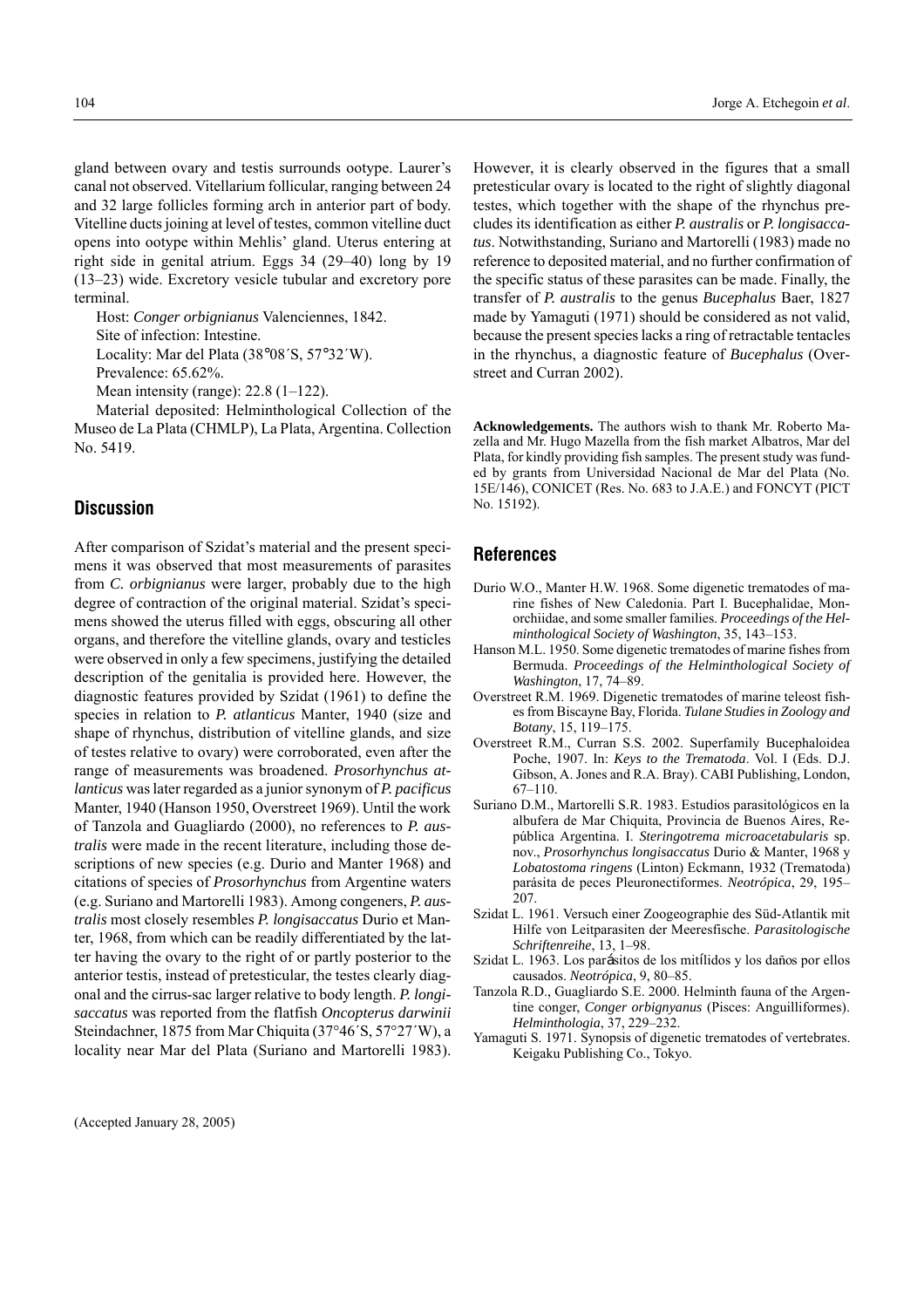gland between ovary and testis surrounds ootype. Laurer's canal not observed. Vitellarium follicular, ranging between 24 and 32 large follicles forming arch in anterior part of body. Vitelline ducts joining at level of testes, common vitelline duct opens into ootype within Mehlis' gland. Uterus entering at right side in genital atrium. Eggs 34 (29–40) long by 19 (13–23) wide. Excretory vesicle tubular and excretory pore terminal.

Host: *Conger orbignianus* Valenciennes, 1842.

Site of infection: Intestine.

Locality: Mar del Plata (38°08´S, 57°32´W).

Prevalence: 65.62%.

Mean intensity (range): 22.8 (1–122).

Material deposited: Helminthological Collection of the Museo de La Plata (CHMLP), La Plata, Argentina. Collection No. 5419.

## Discussion

After comparison of Szidat's material and the present specimens it was observed that most measurements of parasites from *C. orbignianus* were larger, probably due to the high degree of contraction of the original material. Szidat's specimens showed the uterus filled with eggs, obscuring all other organs, and therefore the vitelline glands, ovary and testicles were observed in only a few specimens, justifying the detailed description of the genitalia is provided here. However, the diagnostic features provided by Szidat (1961) to define the species in relation to *P. atlanticus* Manter, 1940 (size and shape of rhynchus, distribution of vitelline glands, and size of testes relative to ovary) were corroborated, even after the range of measurements was broadened. *Prosorhynchus atlanticus* was later regarded as a junior synonym of *P. pacificus* Manter, 1940 (Hanson 1950, Overstreet 1969). Until the work of Tanzola and Guagliardo (2000), no references to *P. australis* were made in the recent literature, including those descriptions of new species (e.g. Durio and Manter 1968) and citations of species of *Prosorhynchus* from Argentine waters (e.g. Suriano and Martorelli 1983). Among congeners, *P. australis* most closely resembles *P. longisaccatus* Durio et Manter, 1968, from which can be readily differentiated by the latter having the ovary to the right of or partly posterior to the anterior testis, instead of pretesticular, the testes clearly diagonal and the cirrus-sac larger relative to body length. *P. longisaccatus* was reported from the flatfish *Oncopterus darwinii* Steindachner, 1875 from Mar Chiquita (37°46´S, 57°27´W), a locality near Mar del Plata (Suriano and Martorelli 1983). However, it is clearly observed in the figures that a small pretesticular ovary is located to the right of slightly diagonal testes, which together with the shape of the rhynchus precludes its identification as either *P. australis* or *P. longisaccatus*. Notwithstanding, Suriano and Martorelli (1983) made no reference to deposited material, and no further confirmation of the specific status of these parasites can be made. Finally, the transfer of *P. australis* to the genus *Bucephalus* Baer, 1827 made by Yamaguti (1971) should be considered as not valid, because the present species lacks a ring of retractable tentacles in the rhynchus, a diagnostic feature of *Bucephalus* (Overstreet and Curran 2002).

**Acknowledgements.** The authors wish to thank Mr. Roberto Mazella and Mr. Hugo Mazella from the fish market Albatros, Mar del Plata, for kindly providing fish samples. The present study was funded by grants from Universidad Nacional de Mar del Plata (No. 15E/146), CONICET (Res. No. 683 to J.A.E.) and FONCYT (PICT No. 15192).

## References

- Durio W.O., Manter H.W. 1968. Some digenetic trematodes of marine fishes of New Caledonia. Part I. Bucephalidae, Monorchiidae, and some smaller families. *Proceedings of the Helminthological Society of Washington*, 35, 143–153.
- Hanson M.L. 1950. Some digenetic trematodes of marine fishes from Bermuda. *Proceedings of the Helminthological Society of Washington*, 17, 74–89.
- Overstreet R.M. 1969. Digenetic trematodes of marine teleost fishes from Biscayne Bay, Florida. *Tulane Studies in Zoology and Botany*, 15, 119–175.
- Overstreet R.M., Curran S.S. 2002. Superfamily Bucephaloidea Poche, 1907. In: *Keys to the Trematoda*. Vol. I (Eds. D.J. Gibson, A. Jones and R.A. Bray). CABI Publishing, London, 67–110.
- Suriano D.M., Martorelli S.R. 1983. Estudios parasitológicos en la albufera de Mar Chiquita, Provincia de Buenos Aires, República Argentina. I. *Steringotrema microacetabularis* sp. nov., *Prosorhynchus longisaccatus* Durio & Manter, 1968 y *Lobatostoma ringens* (Linton) Eckmann, 1932 (Trematoda) parásita de peces Pleuronectiformes. *Neotrópica*, 29, 195–207.
- Szidat L. 1961. Versuch einer Zoogeographie des Süd-Atlantik mit Hilfe von Leitparasiten der Meeresfische. *Parasitologische Schriftenreihe*, 13, 1–98.
- Szidat L. 1963. Los parásitos de los mitílidos y los daños por ellos causados. *Neotrópica*, 9, 80–85.
- Tanzola R.D., Guagliardo S.E. 2000. Helminth fauna of the Argentine conger, *Conger orbignyanus* (Pisces: Anguilliformes). *Helminthologia*, 37, 229–232.
- Yamaguti S. 1971. Synopsis of digenetic trematodes of vertebrates. Keigaku Publishing Co., Tokyo.

(Accepted January 28, 2005)